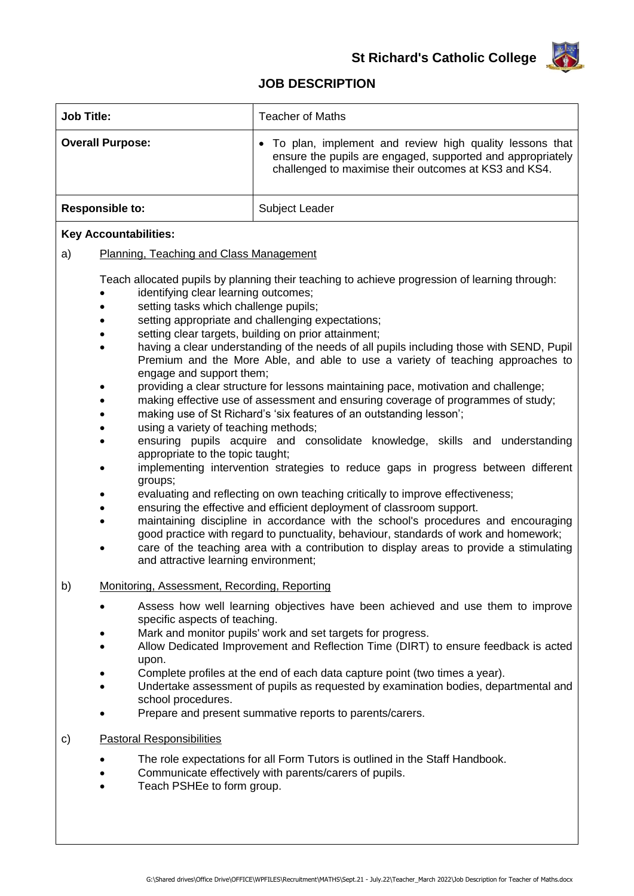**St Richard's Catholic College**

# JOB DESCRIPTION

| Job Title: | Teacher of Maths |
|---|---|
| **Overall Purpose:** | • To plan, implement and review high quality lessons that ensure the pupils are engaged, supported and appropriately challenged to maximise their outcomes at KS3 and KS4. |
| **Responsible to:** | Subject Leader |

**Key Accountabilities:**

a) Planning, Teaching and Class Management

Teach allocated pupils by planning their teaching to achieve progression of learning through:

- identifying clear learning outcomes;
- setting tasks which challenge pupils;
- setting appropriate and challenging expectations;
- setting clear targets, building on prior attainment;
- having a clear understanding of the needs of all pupils including those with SEND, Pupil Premium and the More Able, and able to use a variety of teaching approaches to engage and support them;
- providing a clear structure for lessons maintaining pace, motivation and challenge;
- making effective use of assessment and ensuring coverage of programmes of study;
- making use of St Richard's 'six features of an outstanding lesson';
- using a variety of teaching methods;
- ensuring pupils acquire and consolidate knowledge, skills and understanding appropriate to the topic taught;
- implementing intervention strategies to reduce gaps in progress between different groups;
- evaluating and reflecting on own teaching critically to improve effectiveness;
- ensuring the effective and efficient deployment of classroom support.
- maintaining discipline in accordance with the school's procedures and encouraging good practice with regard to punctuality, behaviour, standards of work and homework;
- care of the teaching area with a contribution to display areas to provide a stimulating and attractive learning environment;

b) Monitoring, Assessment, Recording, Reporting

- Assess how well learning objectives have been achieved and use them to improve specific aspects of teaching.
- Mark and monitor pupils' work and set targets for progress.
- Allow Dedicated Improvement and Reflection Time (DIRT) to ensure feedback is acted upon.
- Complete profiles at the end of each data capture point (two times a year).
- Undertake assessment of pupils as requested by examination bodies, departmental and school procedures.
- Prepare and present summative reports to parents/carers.

c) Pastoral Responsibilities

- The role expectations for all Form Tutors is outlined in the Staff Handbook.
- Communicate effectively with parents/carers of pupils.
- Teach PSHEe to form group.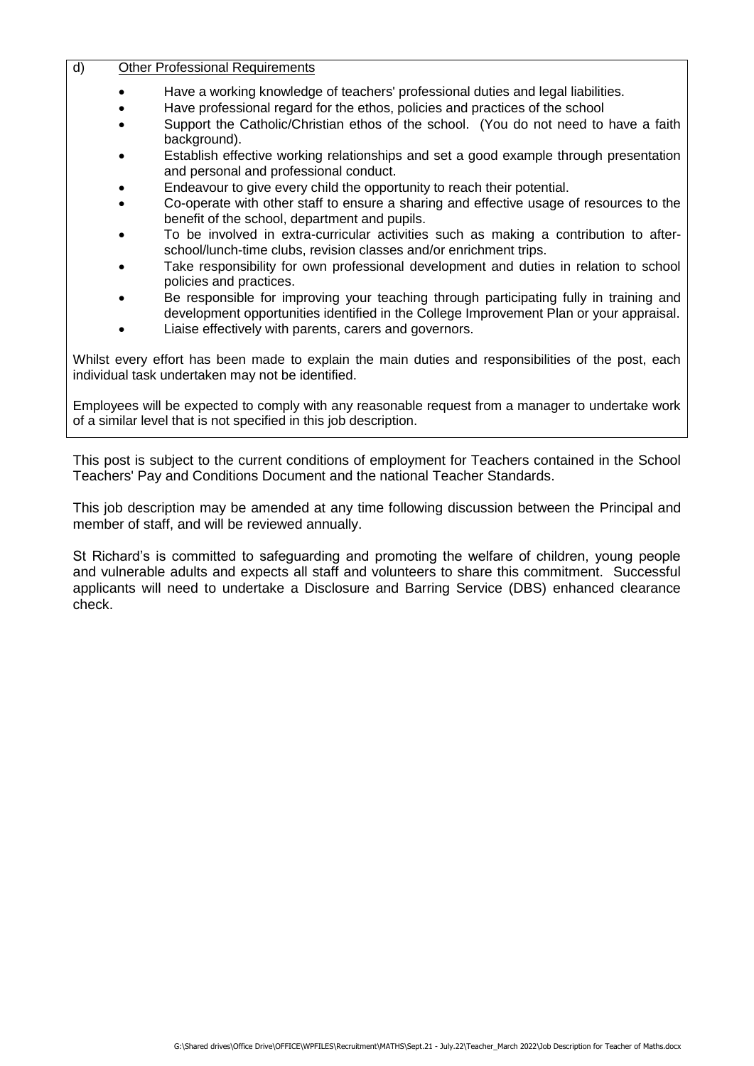d) <u>Other Professional Requirements</u>

- Have a working knowledge of teachers' professional duties and legal liabilities.
- Have professional regard for the ethos, policies and practices of the school
- Support the Catholic/Christian ethos of the school. (You do not need to have a faith background).
- Establish effective working relationships and set a good example through presentation and personal and professional conduct.
- Endeavour to give every child the opportunity to reach their potential.
- Co-operate with other staff to ensure a sharing and effective usage of resources to the benefit of the school, department and pupils.
- To be involved in extra-curricular activities such as making a contribution to after-school/lunch-time clubs, revision classes and/or enrichment trips.
- Take responsibility for own professional development and duties in relation to school policies and practices.
- Be responsible for improving your teaching through participating fully in training and development opportunities identified in the College Improvement Plan or your appraisal.
- Liaise effectively with parents, carers and governors.

Whilst every effort has been made to explain the main duties and responsibilities of the post, each individual task undertaken may not be identified.

Employees will be expected to comply with any reasonable request from a manager to undertake work of a similar level that is not specified in this job description.

This post is subject to the current conditions of employment for Teachers contained in the School Teachers' Pay and Conditions Document and the national Teacher Standards.

This job description may be amended at any time following discussion between the Principal and member of staff, and will be reviewed annually.

St Richard's is committed to safeguarding and promoting the welfare of children, young people and vulnerable adults and expects all staff and volunteers to share this commitment. Successful applicants will need to undertake a Disclosure and Barring Service (DBS) enhanced clearance check.

G:\Shared drives\Office Drive\OFFICE\WPFILES\Recruitment\MATHS\Sept.21 - July.22\Teacher_March 2022\Job Description for Teacher of Maths.docx